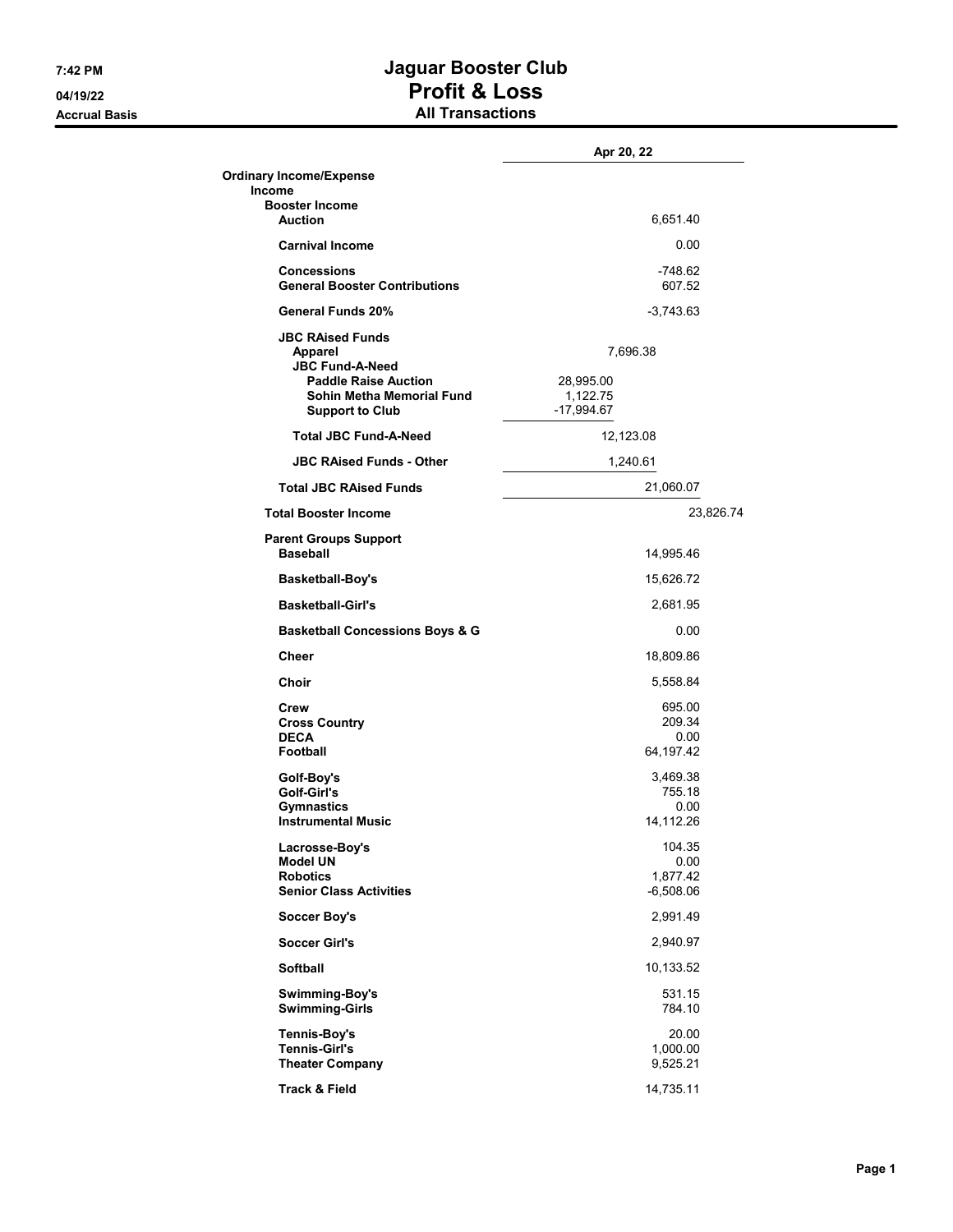**7:42 PM**
**04/19/22**
**Accrual Basis**

# Jaguar Booster Club
## Profit & Loss
### All Transactions

| | | | |
|---|---|---|---|
| | | **Apr 20, 22** | |
| **Ordinary Income/Expense** | | | |
| **Income** | | | |
| **Booster Income** | | | |
| **Auction** | | 6,651.40 | |
| **Carnival Income** | | 0.00 | |
| **Concessions** | | -748.62 | |
| **General Booster Contributions** | | 607.52 | |
| **General Funds 20%** | | -3,743.63 | |
| **JBC RAised Funds** | | | |
| **Apparel** | 7,696.38 | | |
| **JBC Fund-A-Need** | | | |
| **Paddle Raise Auction** | 28,995.00 | | |
| **Sohin Metha Memorial Fund** | 1,122.75 | | |
| **Support to Club** | -17,994.67 | | |
| **Total JBC Fund-A-Need** | 12,123.08 | | |
| **JBC RAised Funds - Other** | 1,240.61 | | |
| **Total JBC RAised Funds** | | 21,060.07 | |
| **Total Booster Income** | | | 23,826.74 |
| **Parent Groups Support** | | | |
| **Baseball** | | 14,995.46 | |
| **Basketball-Boy's** | | 15,626.72 | |
| **Basketball-Girl's** | | 2,681.95 | |
| **Basketball Concessions Boys & G** | | 0.00 | |
| **Cheer** | | 18,809.86 | |
| **Choir** | | 5,558.84 | |
| **Crew** | | 695.00 | |
| **Cross Country** | | 209.34 | |
| **DECA** | | 0.00 | |
| **Football** | | 64,197.42 | |
| **Golf-Boy's** | | 3,469.38 | |
| **Golf-Girl's** | | 755.18 | |
| **Gymnastics** | | 0.00 | |
| **Instrumental Music** | | 14,112.26 | |
| **Lacrosse-Boy's** | | 104.35 | |
| **Model UN** | | 0.00 | |
| **Robotics** | | 1,877.42 | |
| **Senior Class Activities** | | -6,508.06 | |
| **Soccer Boy's** | | 2,991.49 | |
| **Soccer Girl's** | | 2,940.97 | |
| **Softball** | | 10,133.52 | |
| **Swimming-Boy's** | | 531.15 | |
| **Swimming-Girls** | | 784.10 | |
| **Tennis-Boy's** | | 20.00 | |
| **Tennis-Girl's** | | 1,000.00 | |
| **Theater Company** | | 9,525.21 | |
| **Track & Field** | | 14,735.11 | |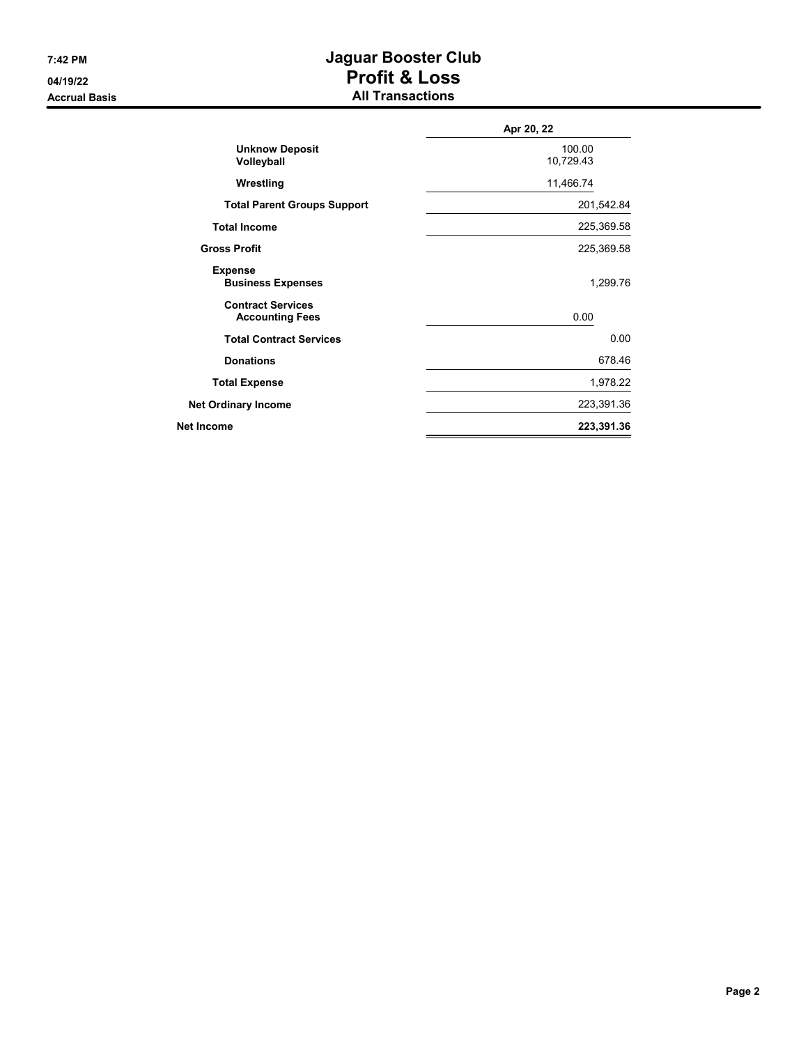# Jaguar Booster Club
## Profit & Loss
### All Transactions

Accrual Basis

| | Apr 20, 22 |
|---|---|
| Unknow Deposit | 100.00 |
| Volleyball | 10,729.43 |
| Wrestling | 11,466.74 |
| Total Parent Groups Support | 201,542.84 |
| Total Income | 225,369.58 |
| Gross Profit | 225,369.58 |
| Expense | |
| Business Expenses | 1,299.76 |
| Contract Services | |
| Accounting Fees | 0.00 |
| Total Contract Services | 0.00 |
| Donations | 678.46 |
| Total Expense | 1,978.22 |
| Net Ordinary Income | 223,391.36 |
| **Net Income** | **223,391.36** |